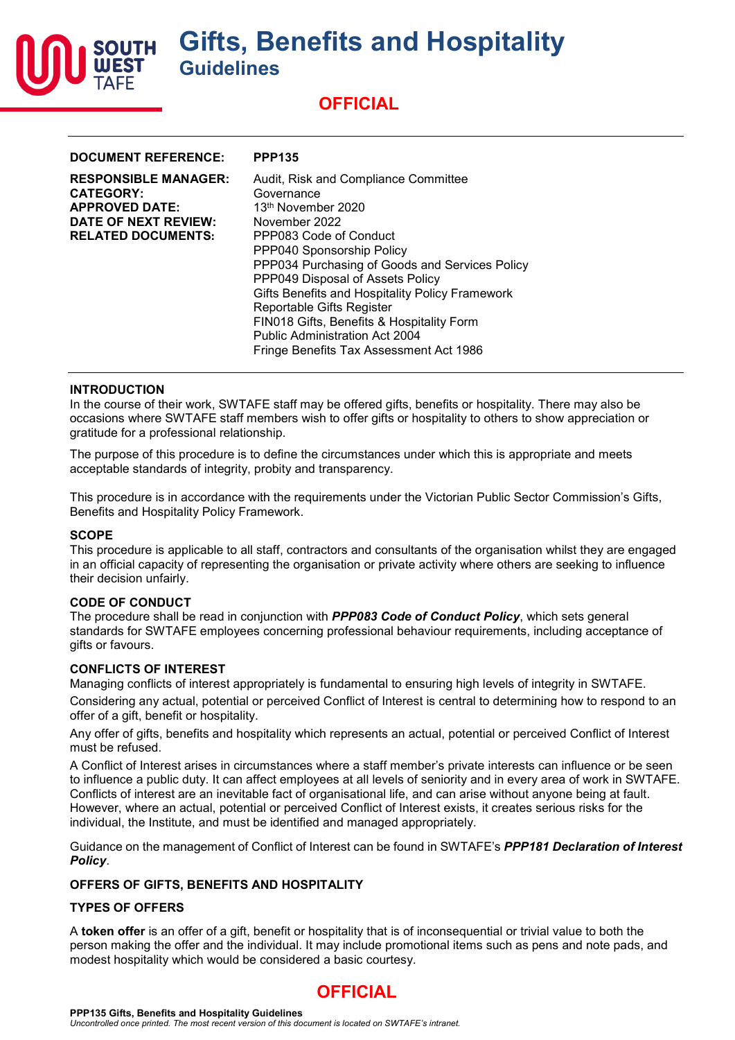# Gifts, Benefits and Hospitality

## Guidelines

**OFFICIAL**

| | |
|---|---|
| **DOCUMENT REFERENCE:** | **PPP135** |
| **RESPONSIBLE MANAGER:** | Audit, Risk and Compliance Committee |
| **CATEGORY:** | Governance |
| **APPROVED DATE:** | 13th November 2020 |
| **DATE OF NEXT REVIEW:** | November 2022 |
| **RELATED DOCUMENTS:** | PPP083 Code of Conduct<br>PPP040 Sponsorship Policy<br>PPP034 Purchasing of Goods and Services Policy<br>PPP049 Disposal of Assets Policy<br>Gifts Benefits and Hospitality Policy Framework<br>Reportable Gifts Register<br>FIN018 Gifts, Benefits & Hospitality Form<br>Public Administration Act 2004<br>Fringe Benefits Tax Assessment Act 1986 |

### INTRODUCTION

In the course of their work, SWTAFE staff may be offered gifts, benefits or hospitality. There may also be occasions where SWTAFE staff members wish to offer gifts or hospitality to others to show appreciation or gratitude for a professional relationship.

The purpose of this procedure is to define the circumstances under which this is appropriate and meets acceptable standards of integrity, probity and transparency.

This procedure is in accordance with the requirements under the Victorian Public Sector Commission's Gifts, Benefits and Hospitality Policy Framework.

### SCOPE

This procedure is applicable to all staff, contractors and consultants of the organisation whilst they are engaged in an official capacity of representing the organisation or private activity where others are seeking to influence their decision unfairly.

### CODE OF CONDUCT

The procedure shall be read in conjunction with ***PPP083 Code of Conduct Policy***, which sets general standards for SWTAFE employees concerning professional behaviour requirements, including acceptance of gifts or favours.

### CONFLICTS OF INTEREST

Managing conflicts of interest appropriately is fundamental to ensuring high levels of integrity in SWTAFE.

Considering any actual, potential or perceived Conflict of Interest is central to determining how to respond to an offer of a gift, benefit or hospitality.

Any offer of gifts, benefits and hospitality which represents an actual, potential or perceived Conflict of Interest must be refused.

A Conflict of Interest arises in circumstances where a staff member's private interests can influence or be seen to influence a public duty. It can affect employees at all levels of seniority and in every area of work in SWTAFE. Conflicts of interest are an inevitable fact of organisational life, and can arise without anyone being at fault. However, where an actual, potential or perceived Conflict of Interest exists, it creates serious risks for the individual, the Institute, and must be identified and managed appropriately.

Guidance on the management of Conflict of Interest can be found in SWTAFE's ***PPP181 Declaration of Interest Policy***.

### OFFERS OF GIFTS, BENEFITS AND HOSPITALITY

### TYPES OF OFFERS

A **token offer** is an offer of a gift, benefit or hospitality that is of inconsequential or trivial value to both the person making the offer and the individual. It may include promotional items such as pens and note pads, and modest hospitality which would be considered a basic courtesy.

**OFFICIAL**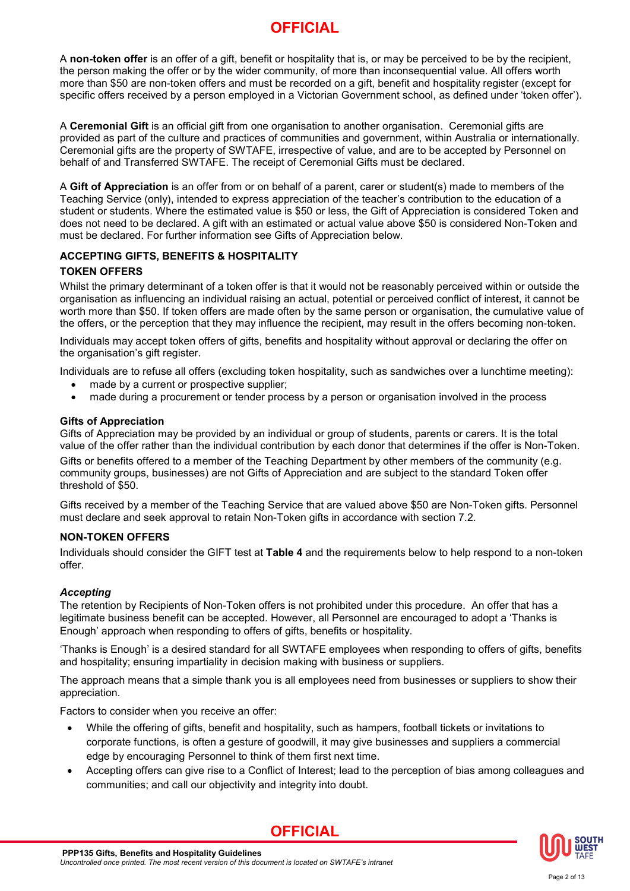A **non-token offer** is an offer of a gift, benefit or hospitality that is, or may be perceived to be by the recipient, the person making the offer or by the wider community, of more than inconsequential value. All offers worth more than $50 are non-token offers and must be recorded on a gift, benefit and hospitality register (except for specific offers received by a person employed in a Victorian Government school, as defined under 'token offer').

A **Ceremonial Gift** is an official gift from one organisation to another organisation. Ceremonial gifts are provided as part of the culture and practices of communities and government, within Australia or internationally. Ceremonial gifts are the property of SWTAFE, irrespective of value, and are to be accepted by Personnel on behalf of and Transferred SWTAFE. The receipt of Ceremonial Gifts must be declared.

A **Gift of Appreciation** is an offer from or on behalf of a parent, carer or student(s) made to members of the Teaching Service (only), intended to express appreciation of the teacher's contribution to the education of a student or students. Where the estimated value is $50 or less, the Gift of Appreciation is considered Token and does not need to be declared. A gift with an estimated or actual value above $50 is considered Non-Token and must be declared. For further information see Gifts of Appreciation below.

## ACCEPTING GIFTS, BENEFITS & HOSPITALITY

### TOKEN OFFERS

Whilst the primary determinant of a token offer is that it would not be reasonably perceived within or outside the organisation as influencing an individual raising an actual, potential or perceived conflict of interest, it cannot be worth more than $50. If token offers are made often by the same person or organisation, the cumulative value of the offers, or the perception that they may influence the recipient, may result in the offers becoming non-token.

Individuals may accept token offers of gifts, benefits and hospitality without approval or declaring the offer on the organisation's gift register.

Individuals are to refuse all offers (excluding token hospitality, such as sandwiches over a lunchtime meeting):

- made by a current or prospective supplier;
- made during a procurement or tender process by a person or organisation involved in the process

### Gifts of Appreciation

Gifts of Appreciation may be provided by an individual or group of students, parents or carers. It is the total value of the offer rather than the individual contribution by each donor that determines if the offer is Non-Token.

Gifts or benefits offered to a member of the Teaching Department by other members of the community (e.g. community groups, businesses) are not Gifts of Appreciation and are subject to the standard Token offer threshold of $50.

Gifts received by a member of the Teaching Service that are valued above $50 are Non-Token gifts. Personnel must declare and seek approval to retain Non-Token gifts in accordance with section 7.2.

### NON-TOKEN OFFERS

Individuals should consider the GIFT test at **Table 4** and the requirements below to help respond to a non-token offer.

#### *Accepting*

The retention by Recipients of Non-Token offers is not prohibited under this procedure. An offer that has a legitimate business benefit can be accepted. However, all Personnel are encouraged to adopt a 'Thanks is Enough' approach when responding to offers of gifts, benefits or hospitality.

'Thanks is Enough' is a desired standard for all SWTAFE employees when responding to offers of gifts, benefits and hospitality; ensuring impartiality in decision making with business or suppliers.

The approach means that a simple thank you is all employees need from businesses or suppliers to show their appreciation.

Factors to consider when you receive an offer:

- While the offering of gifts, benefit and hospitality, such as hampers, football tickets or invitations to corporate functions, is often a gesture of goodwill, it may give businesses and suppliers a commercial edge by encouraging Personnel to think of them first next time.
- Accepting offers can give rise to a Conflict of Interest; lead to the perception of bias among colleagues and communities; and call our objectivity and integrity into doubt.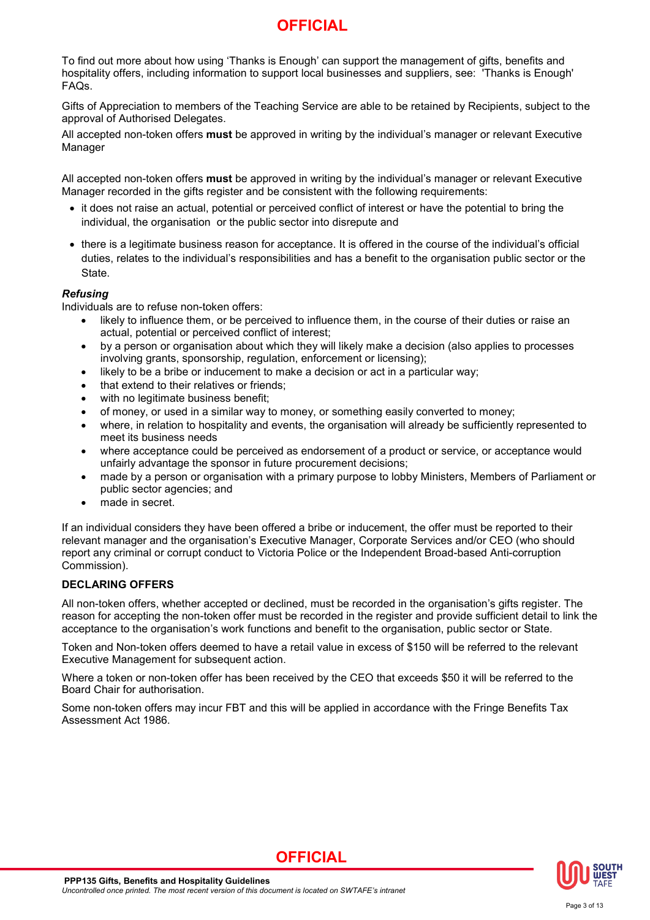To find out more about how using 'Thanks is Enough' can support the management of gifts, benefits and hospitality offers, including information to support local businesses and suppliers, see: 'Thanks is Enough' FAQs.

Gifts of Appreciation to members of the Teaching Service are able to be retained by Recipients, subject to the approval of Authorised Delegates.

All accepted non-token offers **must** be approved in writing by the individual's manager or relevant Executive Manager

All accepted non-token offers **must** be approved in writing by the individual's manager or relevant Executive Manager recorded in the gifts register and be consistent with the following requirements:

- it does not raise an actual, potential or perceived conflict of interest or have the potential to bring the individual, the organisation or the public sector into disrepute and
- there is a legitimate business reason for acceptance. It is offered in the course of the individual's official duties, relates to the individual's responsibilities and has a benefit to the organisation public sector or the State.

***Refusing***

Individuals are to refuse non-token offers:

- likely to influence them, or be perceived to influence them, in the course of their duties or raise an actual, potential or perceived conflict of interest;
- by a person or organisation about which they will likely make a decision (also applies to processes involving grants, sponsorship, regulation, enforcement or licensing);
- likely to be a bribe or inducement to make a decision or act in a particular way;
- that extend to their relatives or friends;
- with no legitimate business benefit;
- of money, or used in a similar way to money, or something easily converted to money;
- where, in relation to hospitality and events, the organisation will already be sufficiently represented to meet its business needs
- where acceptance could be perceived as endorsement of a product or service, or acceptance would unfairly advantage the sponsor in future procurement decisions;
- made by a person or organisation with a primary purpose to lobby Ministers, Members of Parliament or public sector agencies; and
- made in secret.

If an individual considers they have been offered a bribe or inducement, the offer must be reported to their relevant manager and the organisation's Executive Manager, Corporate Services and/or CEO (who should report any criminal or corrupt conduct to Victoria Police or the Independent Broad-based Anti-corruption Commission).

**DECLARING OFFERS**

All non-token offers, whether accepted or declined, must be recorded in the organisation's gifts register. The reason for accepting the non-token offer must be recorded in the register and provide sufficient detail to link the acceptance to the organisation's work functions and benefit to the organisation, public sector or State.

Token and Non-token offers deemed to have a retail value in excess of $150 will be referred to the relevant Executive Management for subsequent action.

Where a token or non-token offer has been received by the CEO that exceeds $50 it will be referred to the Board Chair for authorisation.

Some non-token offers may incur FBT and this will be applied in accordance with the Fringe Benefits Tax Assessment Act 1986.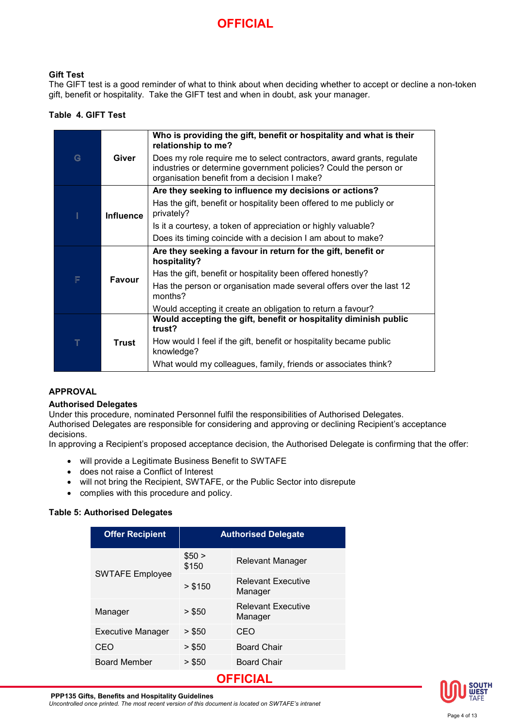### Gift Test

The GIFT test is a good reminder of what to think about when deciding whether to accept or decline a non-token gift, benefit or hospitality. Take the GIFT test and when in doubt, ask your manager.

**Table 4. GIFT Test**

| | | |
|---|---|---|
| G | **Giver** | **Who is providing the gift, benefit or hospitality and what is their relationship to me?**<br>Does my role require me to select contractors, award grants, regulate industries or determine government policies? Could the person or organisation benefit from a decision I make? |
| I | **Influence** | **Are they seeking to influence my decisions or actions?**<br>Has the gift, benefit or hospitality been offered to me publicly or privately?<br>Is it a courtesy, a token of appreciation or highly valuable?<br>Does its timing coincide with a decision I am about to make? |
| F | **Favour** | **Are they seeking a favour in return for the gift, benefit or hospitality?**<br>Has the gift, benefit or hospitality been offered honestly?<br>Has the person or organisation made several offers over the last 12 months?<br>Would accepting it create an obligation to return a favour? |
| T | **Trust** | **Would accepting the gift, benefit or hospitality diminish public trust?**<br>How would I feel if the gift, benefit or hospitality became public knowledge?<br>What would my colleagues, family, friends or associates think? |

## APPROVAL

### Authorised Delegates

Under this procedure, nominated Personnel fulfil the responsibilities of Authorised Delegates.
Authorised Delegates are responsible for considering and approving or declining Recipient's acceptance decisions.
In approving a Recipient's proposed acceptance decision, the Authorised Delegate is confirming that the offer:

- will provide a Legitimate Business Benefit to SWTAFE
- does not raise a Conflict of Interest
- will not bring the Recipient, SWTAFE, or the Public Sector into disrepute
- complies with this procedure and policy.

**Table 5: Authorised Delegates**

| Offer Recipient | Authorised Delegate | |
|---|---|---|
| SWTAFE Employee | $50 > $150 | Relevant Manager |
| | > $150 | Relevant Executive Manager |
| Manager | > $50 | Relevant Executive Manager |
| Executive Manager | > $50 | CEO |
| CEO | > $50 | Board Chair |
| Board Member | > $50 | Board Chair |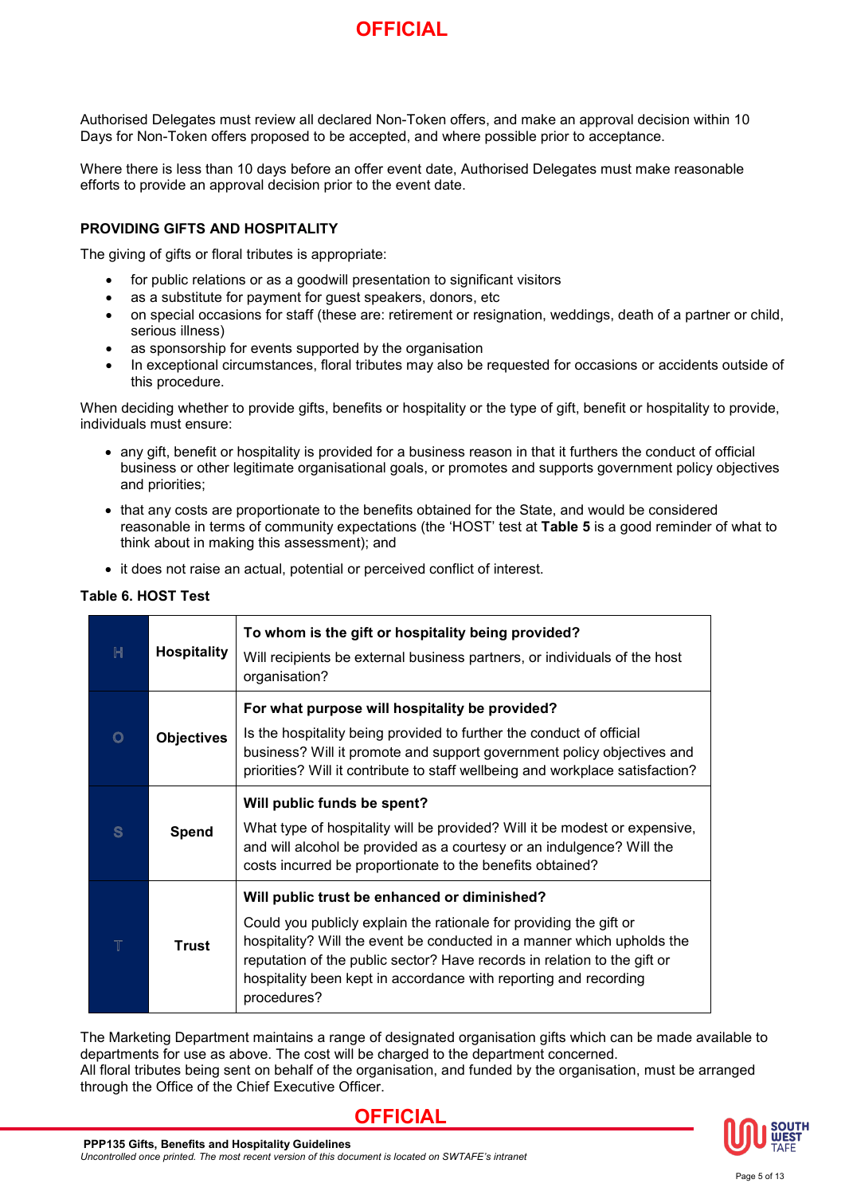Authorised Delegates must review all declared Non-Token offers, and make an approval decision within 10 Days for Non-Token offers proposed to be accepted, and where possible prior to acceptance.

Where there is less than 10 days before an offer event date, Authorised Delegates must make reasonable efforts to provide an approval decision prior to the event date.

## PROVIDING GIFTS AND HOSPITALITY

The giving of gifts or floral tributes is appropriate:

- for public relations or as a goodwill presentation to significant visitors
- as a substitute for payment for guest speakers, donors, etc
- on special occasions for staff (these are: retirement or resignation, weddings, death of a partner or child, serious illness)
- as sponsorship for events supported by the organisation
- In exceptional circumstances, floral tributes may also be requested for occasions or accidents outside of this procedure.

When deciding whether to provide gifts, benefits or hospitality or the type of gift, benefit or hospitality to provide, individuals must ensure:

- any gift, benefit or hospitality is provided for a business reason in that it furthers the conduct of official business or other legitimate organisational goals, or promotes and supports government policy objectives and priorities;
- that any costs are proportionate to the benefits obtained for the State, and would be considered reasonable in terms of community expectations (the 'HOST' test at **Table 5** is a good reminder of what to think about in making this assessment); and
- it does not raise an actual, potential or perceived conflict of interest.

**Table 6. HOST Test**

| | | |
|---|---|---|
| H | **Hospitality** | **To whom is the gift or hospitality being provided?** Will recipients be external business partners, or individuals of the host organisation? |
| O | **Objectives** | **For what purpose will hospitality be provided?** Is the hospitality being provided to further the conduct of official business? Will it promote and support government policy objectives and priorities? Will it contribute to staff wellbeing and workplace satisfaction? |
| S | **Spend** | **Will public funds be spent?** What type of hospitality will be provided? Will it be modest or expensive, and will alcohol be provided as a courtesy or an indulgence? Will the costs incurred be proportionate to the benefits obtained? |
| T | **Trust** | **Will public trust be enhanced or diminished?** Could you publicly explain the rationale for providing the gift or hospitality? Will the event be conducted in a manner which upholds the reputation of the public sector? Have records in relation to the gift or hospitality been kept in accordance with reporting and recording procedures? |

The Marketing Department maintains a range of designated organisation gifts which can be made available to departments for use as above. The cost will be charged to the department concerned.
All floral tributes being sent on behalf of the organisation, and funded by the organisation, must be arranged through the Office of the Chief Executive Officer.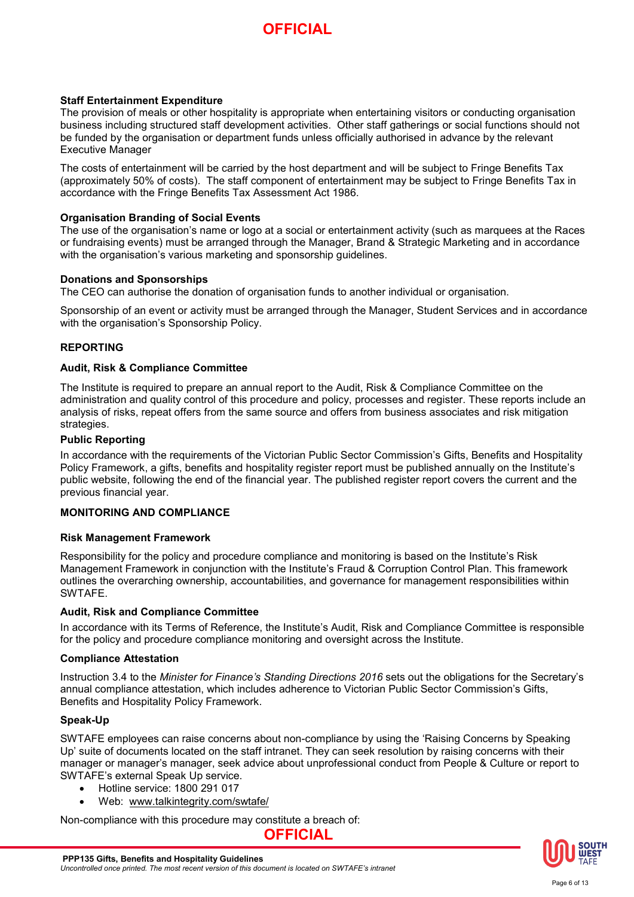**Staff Entertainment Expenditure**

The provision of meals or other hospitality is appropriate when entertaining visitors or conducting organisation business including structured staff development activities. Other staff gatherings or social functions should not be funded by the organisation or department funds unless officially authorised in advance by the relevant Executive Manager

The costs of entertainment will be carried by the host department and will be subject to Fringe Benefits Tax (approximately 50% of costs). The staff component of entertainment may be subject to Fringe Benefits Tax in accordance with the Fringe Benefits Tax Assessment Act 1986.

**Organisation Branding of Social Events**

The use of the organisation's name or logo at a social or entertainment activity (such as marquees at the Races or fundraising events) must be arranged through the Manager, Brand & Strategic Marketing and in accordance with the organisation's various marketing and sponsorship guidelines.

**Donations and Sponsorships**

The CEO can authorise the donation of organisation funds to another individual or organisation.

Sponsorship of an event or activity must be arranged through the Manager, Student Services and in accordance with the organisation's Sponsorship Policy.

## REPORTING

### Audit, Risk & Compliance Committee

The Institute is required to prepare an annual report to the Audit, Risk & Compliance Committee on the administration and quality control of this procedure and policy, processes and register. These reports include an analysis of risks, repeat offers from the same source and offers from business associates and risk mitigation strategies.

### Public Reporting

In accordance with the requirements of the Victorian Public Sector Commission's Gifts, Benefits and Hospitality Policy Framework, a gifts, benefits and hospitality register report must be published annually on the Institute's public website, following the end of the financial year. The published register report covers the current and the previous financial year.

## MONITORING AND COMPLIANCE

### Risk Management Framework

Responsibility for the policy and procedure compliance and monitoring is based on the Institute's Risk Management Framework in conjunction with the Institute's Fraud & Corruption Control Plan. This framework outlines the overarching ownership, accountabilities, and governance for management responsibilities within SWTAFE.

### Audit, Risk and Compliance Committee

In accordance with its Terms of Reference, the Institute's Audit, Risk and Compliance Committee is responsible for the policy and procedure compliance monitoring and oversight across the Institute.

### Compliance Attestation

Instruction 3.4 to the *Minister for Finance's Standing Directions 2016* sets out the obligations for the Secretary's annual compliance attestation, which includes adherence to Victorian Public Sector Commission's Gifts, Benefits and Hospitality Policy Framework.

### Speak-Up

SWTAFE employees can raise concerns about non-compliance by using the 'Raising Concerns by Speaking Up' suite of documents located on the staff intranet. They can seek resolution by raising concerns with their manager or manager's manager, seek advice about unprofessional conduct from People & Culture or report to SWTAFE's external Speak Up service.

- Hotline service: 1800 291 017
- Web: www.talkintegrity.com/swtafe/

Non-compliance with this procedure may constitute a breach of: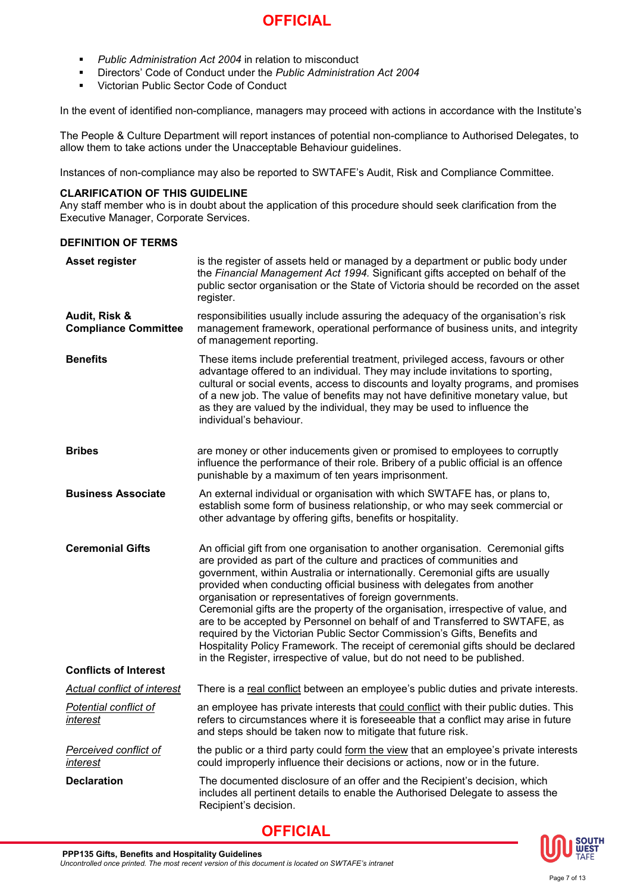- *Public Administration Act 2004* in relation to misconduct
- Directors' Code of Conduct under the *Public Administration Act 2004*
- Victorian Public Sector Code of Conduct

In the event of identified non-compliance, managers may proceed with actions in accordance with the Institute's

The People & Culture Department will report instances of potential non-compliance to Authorised Delegates, to allow them to take actions under the Unacceptable Behaviour guidelines.

Instances of non-compliance may also be reported to SWTAFE's Audit, Risk and Compliance Committee.

**CLARIFICATION OF THIS GUIDELINE**

Any staff member who is in doubt about the application of this procedure should seek clarification from the Executive Manager, Corporate Services.

**DEFINITION OF TERMS**

| | |
|---|---|
| **Asset register** | is the register of assets held or managed by a department or public body under the *Financial Management Act 1994.* Significant gifts accepted on behalf of the public sector organisation or the State of Victoria should be recorded on the asset register. |
| **Audit, Risk & Compliance Committee** | responsibilities usually include assuring the adequacy of the organisation's risk management framework, operational performance of business units, and integrity of management reporting. |
| **Benefits** | These items include preferential treatment, privileged access, favours or other advantage offered to an individual. They may include invitations to sporting, cultural or social events, access to discounts and loyalty programs, and promises of a new job. The value of benefits may not have definitive monetary value, but as they are valued by the individual, they may be used to influence the individual's behaviour. |
| **Bribes** | are money or other inducements given or promised to employees to corruptly influence the performance of their role. Bribery of a public official is an offence punishable by a maximum of ten years imprisonment. |
| **Business Associate** | An external individual or organisation with which SWTAFE has, or plans to, establish some form of business relationship, or who may seek commercial or other advantage by offering gifts, benefits or hospitality. |
| **Ceremonial Gifts** | An official gift from one organisation to another organisation. Ceremonial gifts are provided as part of the culture and practices of communities and government, within Australia or internationally. Ceremonial gifts are usually provided when conducting official business with delegates from another organisation or representatives of foreign governments. Ceremonial gifts are the property of the organisation, irrespective of value, and are to be accepted by Personnel on behalf of and Transferred to SWTAFE, as required by the Victorian Public Sector Commission's Gifts, Benefits and Hospitality Policy Framework. The receipt of ceremonial gifts should be declared in the Register, irrespective of value, but do not need to be published. |
| **Conflicts of Interest** | |
| *<u>Actual conflict of interest</u>* | There is a <u>real conflict</u> between an employee's public duties and private interests. |
| *<u>Potential conflict of interest</u>* | an employee has private interests that <u>could conflict</u> with their public duties. This refers to circumstances where it is foreseeable that a conflict may arise in future and steps should be taken now to mitigate that future risk. |
| *<u>Perceived conflict of interest</u>* | the public or a third party could <u>form the view</u> that an employee's private interests could improperly influence their decisions or actions, now or in the future. |
| **Declaration** | The documented disclosure of an offer and the Recipient's decision, which includes all pertinent details to enable the Authorised Delegate to assess the Recipient's decision. |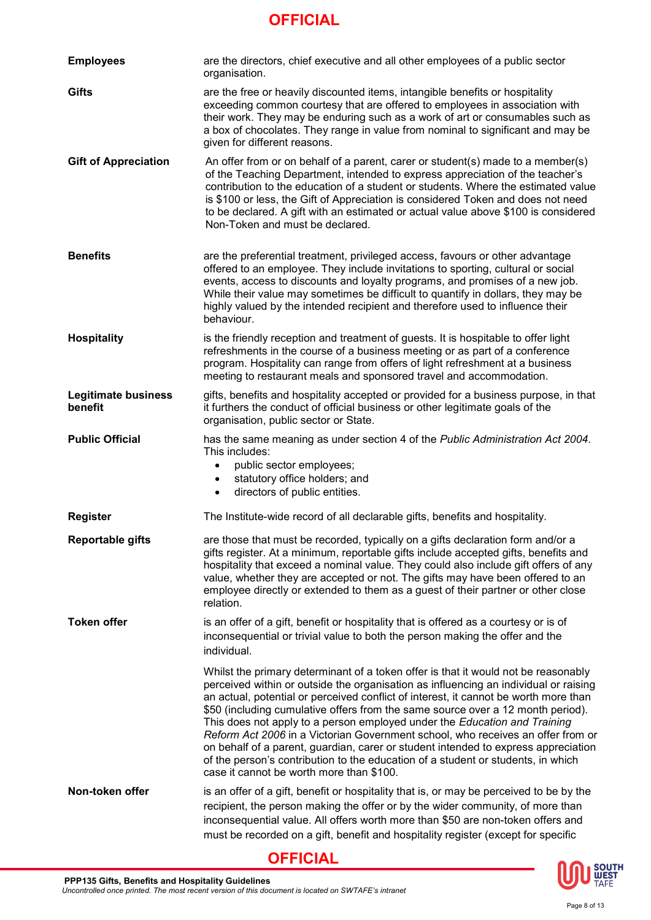| | |
|---|---|
| **Employees** | are the directors, chief executive and all other employees of a public sector organisation. |
| **Gifts** | are the free or heavily discounted items, intangible benefits or hospitality exceeding common courtesy that are offered to employees in association with their work. They may be enduring such as a work of art or consumables such as a box of chocolates. They range in value from nominal to significant and may be given for different reasons. |
| **Gift of Appreciation** | An offer from or on behalf of a parent, carer or student(s) made to a member(s) of the Teaching Department, intended to express appreciation of the teacher's contribution to the education of a student or students. Where the estimated value is $100 or less, the Gift of Appreciation is considered Token and does not need to be declared. A gift with an estimated or actual value above $100 is considered Non-Token and must be declared. |
| **Benefits** | are the preferential treatment, privileged access, favours or other advantage offered to an employee. They include invitations to sporting, cultural or social events, access to discounts and loyalty programs, and promises of a new job. While their value may sometimes be difficult to quantify in dollars, they may be highly valued by the intended recipient and therefore used to influence their behaviour. |
| **Hospitality** | is the friendly reception and treatment of guests. It is hospitable to offer light refreshments in the course of a business meeting or as part of a conference program. Hospitality can range from offers of light refreshment at a business meeting to restaurant meals and sponsored travel and accommodation. |
| **Legitimate business benefit** | gifts, benefits and hospitality accepted or provided for a business purpose, in that it furthers the conduct of official business or other legitimate goals of the organisation, public sector or State. |
| **Public Official** | has the same meaning as under section 4 of the *Public Administration Act 2004*. This includes:<br>• public sector employees;<br>• statutory office holders; and<br>• directors of public entities. |
| **Register** | The Institute-wide record of all declarable gifts, benefits and hospitality. |
| **Reportable gifts** | are those that must be recorded, typically on a gifts declaration form and/or a gifts register. At a minimum, reportable gifts include accepted gifts, benefits and hospitality that exceed a nominal value. They could also include gift offers of any value, whether they are accepted or not. The gifts may have been offered to an employee directly or extended to them as a guest of their partner or other close relation. |
| **Token offer** | is an offer of a gift, benefit or hospitality that is offered as a courtesy or is of inconsequential or trivial value to both the person making the offer and the individual.<br><br>Whilst the primary determinant of a token offer is that it would not be reasonably perceived within or outside the organisation as influencing an individual or raising an actual, potential or perceived conflict of interest, it cannot be worth more than $50 (including cumulative offers from the same source over a 12 month period). This does not apply to a person employed under the *Education and Training Reform Act 2006* in a Victorian Government school, who receives an offer from or on behalf of a parent, guardian, carer or student intended to express appreciation of the person's contribution to the education of a student or students, in which case it cannot be worth more than $100. |
| **Non-token offer** | is an offer of a gift, benefit or hospitality that is, or may be perceived to be by the recipient, the person making the offer or by the wider community, of more than inconsequential value. All offers worth more than $50 are non-token offers and must be recorded on a gift, benefit and hospitality register (except for specific |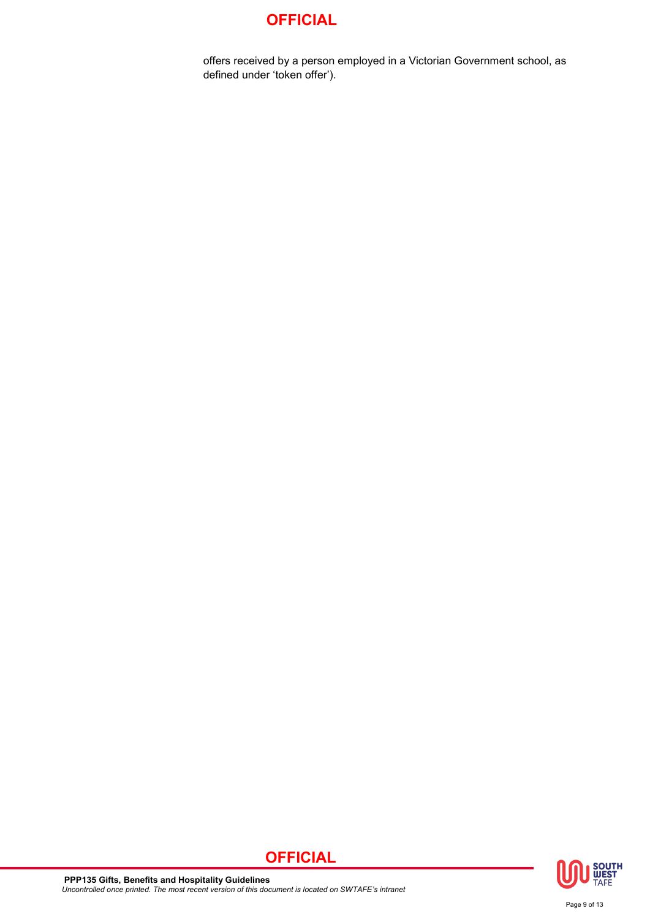offers received by a person employed in a Victorian Government school, as defined under 'token offer').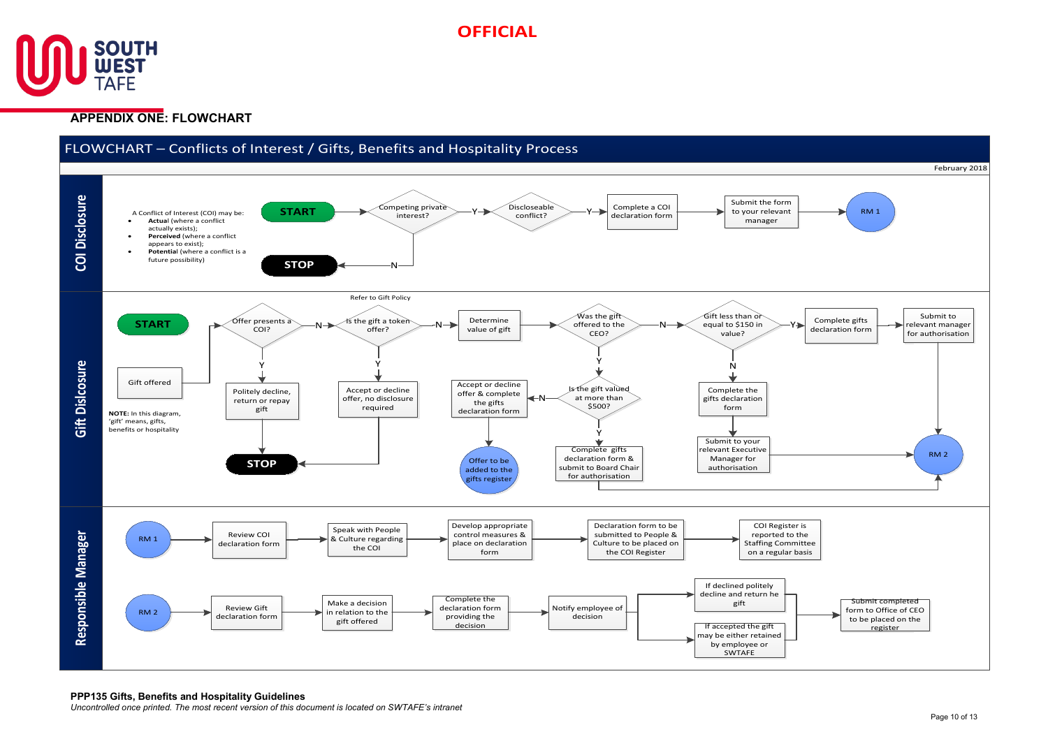OFFICIAL

## APPENDIX ONE: FLOWCHART

### FLOWCHART – Conflicts of Interest / Gifts, Benefits and Hospitality Process

February 2018

#### COI Disclosure

A Conflict of Interest (COI) may be:

- **Actual** (where a conflict actually exists);
- **Perceived** (where a conflict appears to exist);
- **Potential** (where a conflict is a future possibility)

START → Competing private interest?
- N → STOP
- Y → Disclosable conflict?
  - Y → Complete a COI declaration form → Submit the form to your relevant manager → RM 1

#### Gift Disclosure

NOTE: In this diagram, 'gift' means, gifts, benefits or hospitality

Refer to Gift Policy

START → Gift offered → Offer presents a COI?
- Y → Politely decline, return or repay gift → STOP
- N → Is the gift a token offer?
  - Y → Accept or decline offer, no disclosure required → STOP
  - N → Determine value of gift → Was the gift offered to the CEO?
    - Y → Is the gift valued at more than $500?
      - N → Accept or decline offer & complete the gifts declaration form → Offer to be added to the gifts register
      - Y → Complete gifts declaration form & submit to Board Chair for authorisation → RM 2
    - N → Gift less than or equal to $150 in value?
      - Y → Complete gifts declaration form → Submit to relevant manager for authorisation → RM 2
      - N → Complete the gifts declaration form → Submit to your relevant Executive Manager for authorisation → RM 2

#### Responsible Manager

RM 1 → Review COI declaration form → Speak with People & Culture regarding the COI → Develop appropriate control measures & place on declaration form → Declaration form to be submitted to People & Culture to be placed on the COI Register → COI Register is reported to the Staffing Committee on a regular basis

RM 2 → Review Gift declaration form → Make a decision in relation to the gift offered → Complete the declaration form providing the decision → Notify employee of decision →
- If declined politely decline and return he gift
- If accepted the gift may be either retained by employee or SWTAFE

→ Submit completed form to Office of CEO to be placed on the register

**PPP135 Gifts, Benefits and Hospitality Guidelines**

*Uncontrolled once printed. The most recent version of this document is located on SWTAFE's intranet*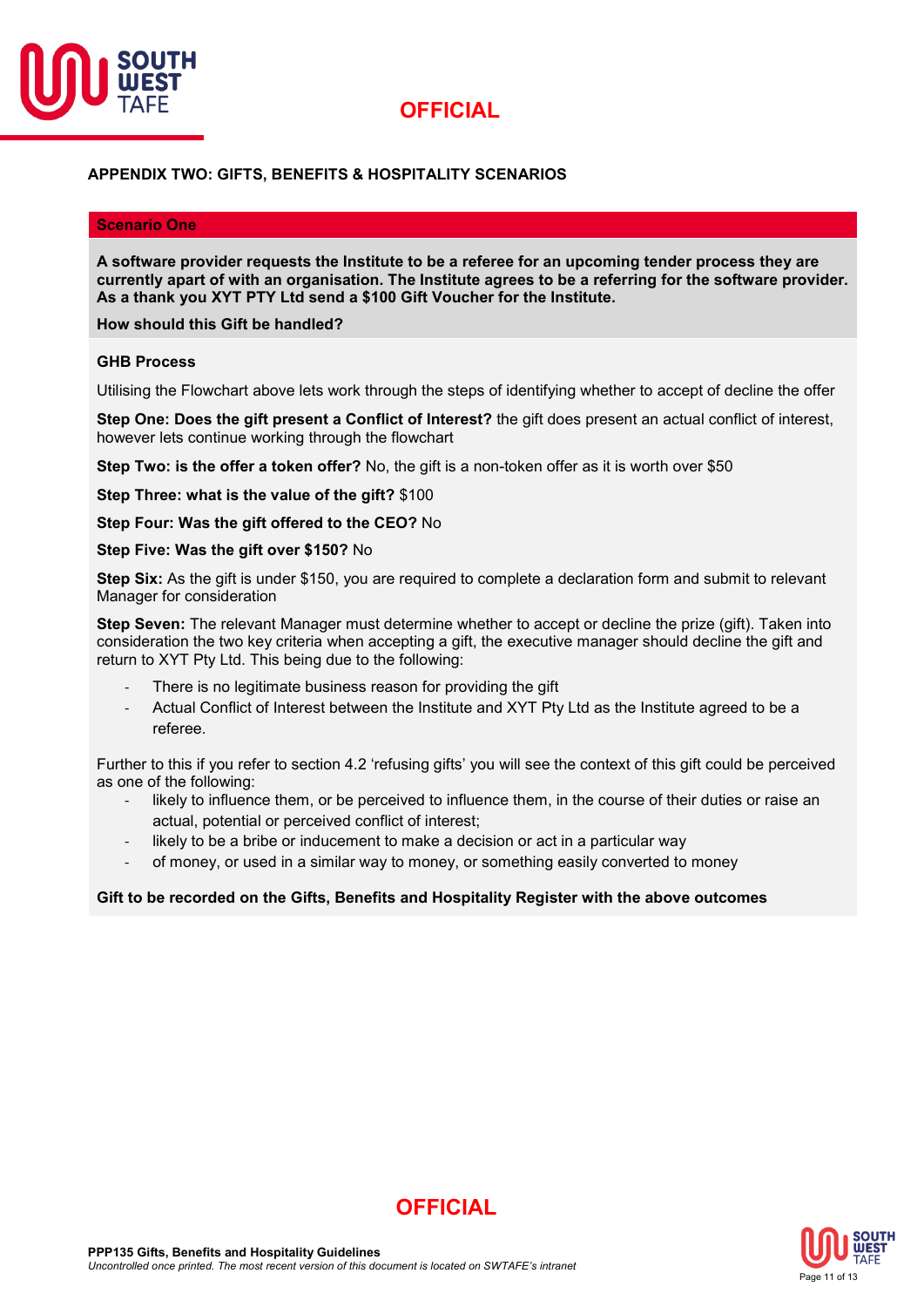## APPENDIX TWO: GIFTS, BENEFITS & HOSPITALITY SCENARIOS

### Scenario One

**A software provider requests the Institute to be a referee for an upcoming tender process they are currently apart of with an organisation. The Institute agrees to be a referring for the software provider. As a thank you XYT PTY Ltd send a $100 Gift Voucher for the Institute.**

**How should this Gift be handled?**

**GHB Process**

Utilising the Flowchart above lets work through the steps of identifying whether to accept of decline the offer

**Step One: Does the gift present a Conflict of Interest?** the gift does present an actual conflict of interest, however lets continue working through the flowchart

**Step Two: is the offer a token offer?** No, the gift is a non-token offer as it is worth over $50

**Step Three: what is the value of the gift?** $100

**Step Four: Was the gift offered to the CEO?** No

**Step Five: Was the gift over $150?** No

**Step Six:** As the gift is under $150, you are required to complete a declaration form and submit to relevant Manager for consideration

**Step Seven:** The relevant Manager must determine whether to accept or decline the prize (gift). Taken into consideration the two key criteria when accepting a gift, the executive manager should decline the gift and return to XYT Pty Ltd. This being due to the following:

- There is no legitimate business reason for providing the gift
- Actual Conflict of Interest between the Institute and XYT Pty Ltd as the Institute agreed to be a referee.

Further to this if you refer to section 4.2 'refusing gifts' you will see the context of this gift could be perceived as one of the following:

- likely to influence them, or be perceived to influence them, in the course of their duties or raise an actual, potential or perceived conflict of interest;
- likely to be a bribe or inducement to make a decision or act in a particular way
- of money, or used in a similar way to money, or something easily converted to money

**Gift to be recorded on the Gifts, Benefits and Hospitality Register with the above outcomes**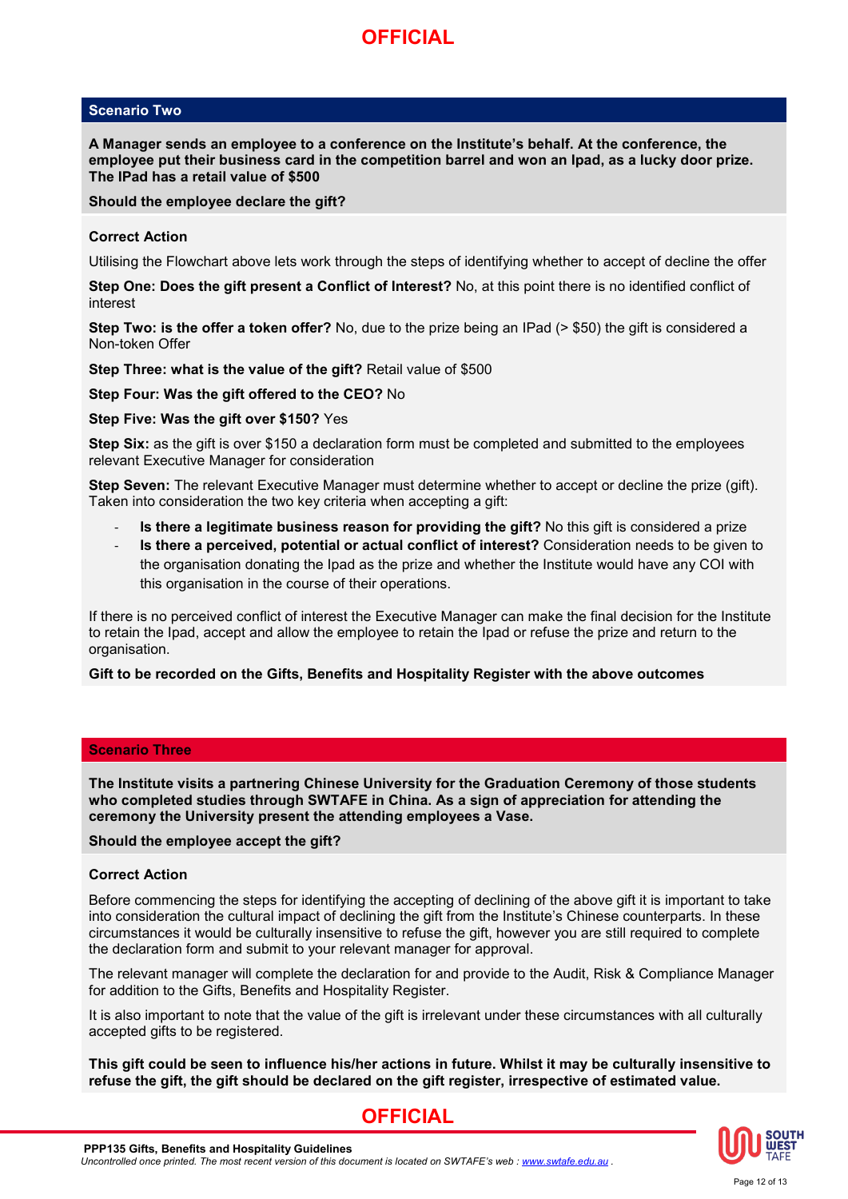## Scenario Two

**A Manager sends an employee to a conference on the Institute's behalf. At the conference, the employee put their business card in the competition barrel and won an Ipad, as a lucky door prize. The IPad has a retail value of $500**

**Should the employee declare the gift?**

**Correct Action**

Utilising the Flowchart above lets work through the steps of identifying whether to accept of decline the offer

**Step One: Does the gift present a Conflict of Interest?** No, at this point there is no identified conflict of interest

**Step Two: is the offer a token offer?** No, due to the prize being an IPad (> $50) the gift is considered a Non-token Offer

**Step Three: what is the value of the gift?** Retail value of $500

**Step Four: Was the gift offered to the CEO?** No

**Step Five: Was the gift over $150?** Yes

**Step Six:** as the gift is over $150 a declaration form must be completed and submitted to the employees relevant Executive Manager for consideration

**Step Seven:** The relevant Executive Manager must determine whether to accept or decline the prize (gift). Taken into consideration the two key criteria when accepting a gift:

- **Is there a legitimate business reason for providing the gift?** No this gift is considered a prize
- **Is there a perceived, potential or actual conflict of interest?** Consideration needs to be given to the organisation donating the Ipad as the prize and whether the Institute would have any COI with this organisation in the course of their operations.

If there is no perceived conflict of interest the Executive Manager can make the final decision for the Institute to retain the Ipad, accept and allow the employee to retain the Ipad or refuse the prize and return to the organisation.

**Gift to be recorded on the Gifts, Benefits and Hospitality Register with the above outcomes**

## Scenario Three

**The Institute visits a partnering Chinese University for the Graduation Ceremony of those students who completed studies through SWTAFE in China. As a sign of appreciation for attending the ceremony the University present the attending employees a Vase.**

**Should the employee accept the gift?**

**Correct Action**

Before commencing the steps for identifying the accepting of declining of the above gift it is important to take into consideration the cultural impact of declining the gift from the Institute's Chinese counterparts. In these circumstances it would be culturally insensitive to refuse the gift, however you are still required to complete the declaration form and submit to your relevant manager for approval.

The relevant manager will complete the declaration for and provide to the Audit, Risk & Compliance Manager for addition to the Gifts, Benefits and Hospitality Register.

It is also important to note that the value of the gift is irrelevant under these circumstances with all culturally accepted gifts to be registered.

**This gift could be seen to influence his/her actions in future. Whilst it may be culturally insensitive to refuse the gift, the gift should be declared on the gift register, irrespective of estimated value.**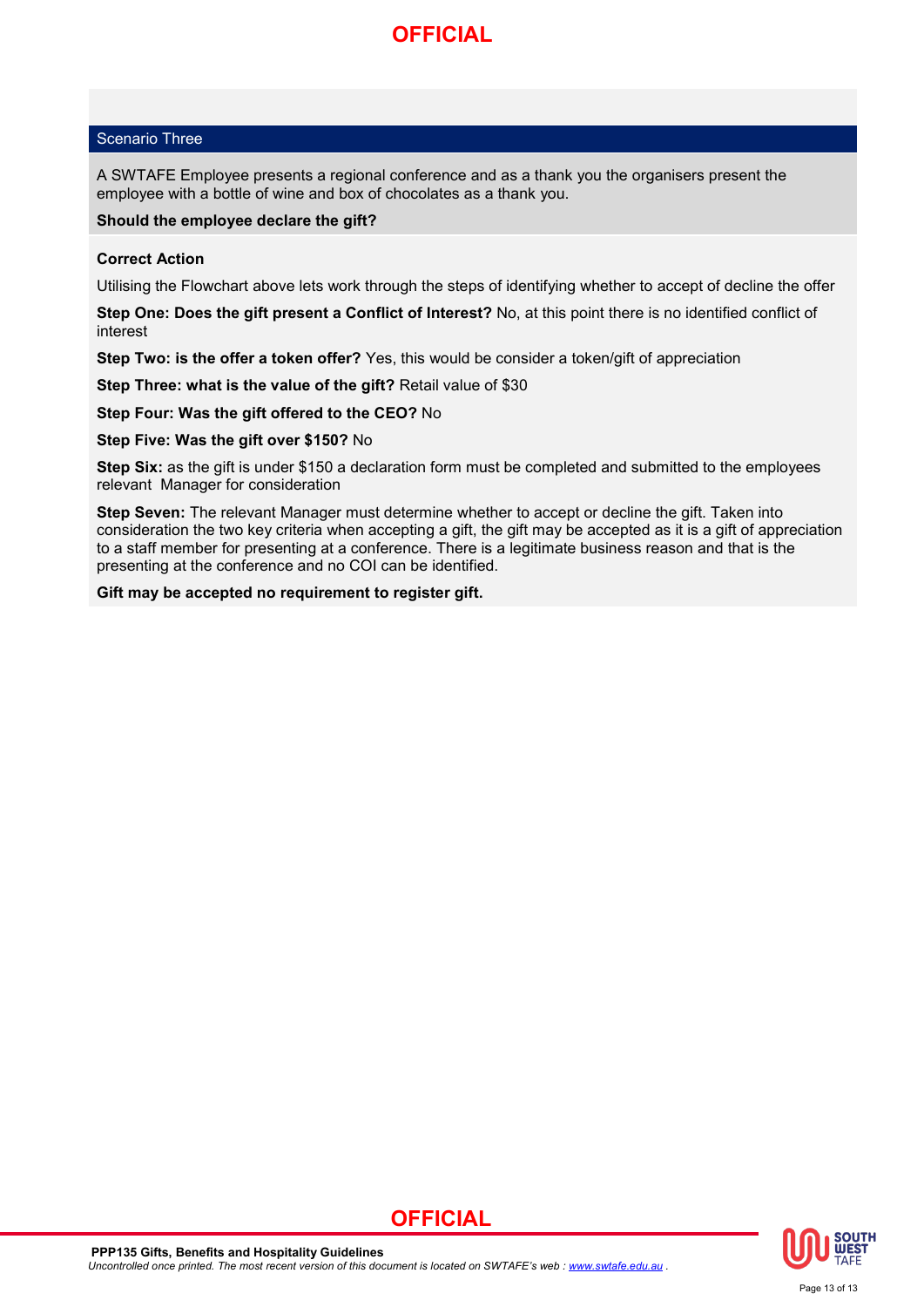## Scenario Three

A SWTAFE Employee presents a regional conference and as a thank you the organisers present the employee with a bottle of wine and box of chocolates as a thank you.

**Should the employee declare the gift?**

**Correct Action**

Utilising the Flowchart above lets work through the steps of identifying whether to accept of decline the offer

**Step One: Does the gift present a Conflict of Interest?** No, at this point there is no identified conflict of interest

**Step Two: is the offer a token offer?** Yes, this would be consider a token/gift of appreciation

**Step Three: what is the value of the gift?** Retail value of $30

**Step Four: Was the gift offered to the CEO?** No

**Step Five: Was the gift over $150?** No

**Step Six:** as the gift is under $150 a declaration form must be completed and submitted to the employees relevant Manager for consideration

**Step Seven:** The relevant Manager must determine whether to accept or decline the gift. Taken into consideration the two key criteria when accepting a gift, the gift may be accepted as it is a gift of appreciation to a staff member for presenting at a conference. There is a legitimate business reason and that is the presenting at the conference and no COI can be identified.

**Gift may be accepted no requirement to register gift.**